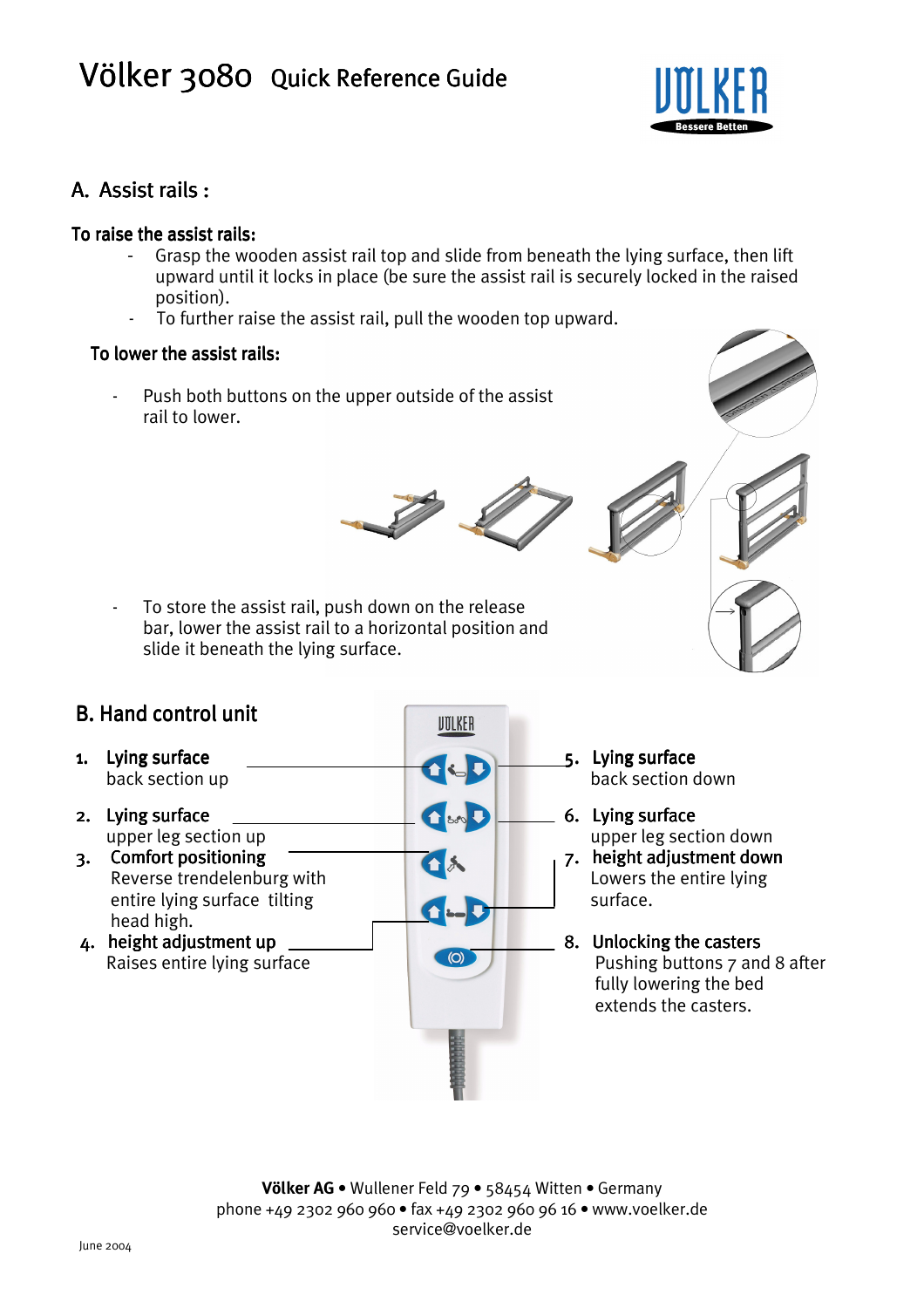# Völker 3080 Quick Reference Guide

## A. Assist rails :

**To raise the assist rails:**

- Grasp the wooden assist rail top and slide from beneath the lying surface, then lift upward until it locks in place (be sure the assist rail is securely locked in the raised position).
- To further raise the assist rail, pull the wooden top upward.

**To lower the assist rails:**

- Push both buttons on the upper outside of the assist rail to lower.

- To store the assist rail, push down on the release bar, lower the assist rail to a horizontal position and slide it beneath the lying surface.

## B. Hand control unit

1. **Lying surface**
   back section up
2. **Lying surface**
   upper leg section up
3. **Comfort positioning**
   Reverse trendelenburg with entire lying surface tilting head high.
4. **height adjustment up**
   Raises entire lying surface
5. **Lying surface**
   back section down
6. **Lying surface**
   upper leg section down
7. **height adjustment down**
   Lowers the entire lying surface.
8. **Unlocking the casters**
   Pushing buttons 7 and 8 after fully lowering the bed extends the casters.

**Völker AG** • Wullener Feld 79 • 58454 Witten • Germany
phone +49 2302 960 960 • fax +49 2302 960 96 16 • www.voelker.de
service@voelker.de

June 2004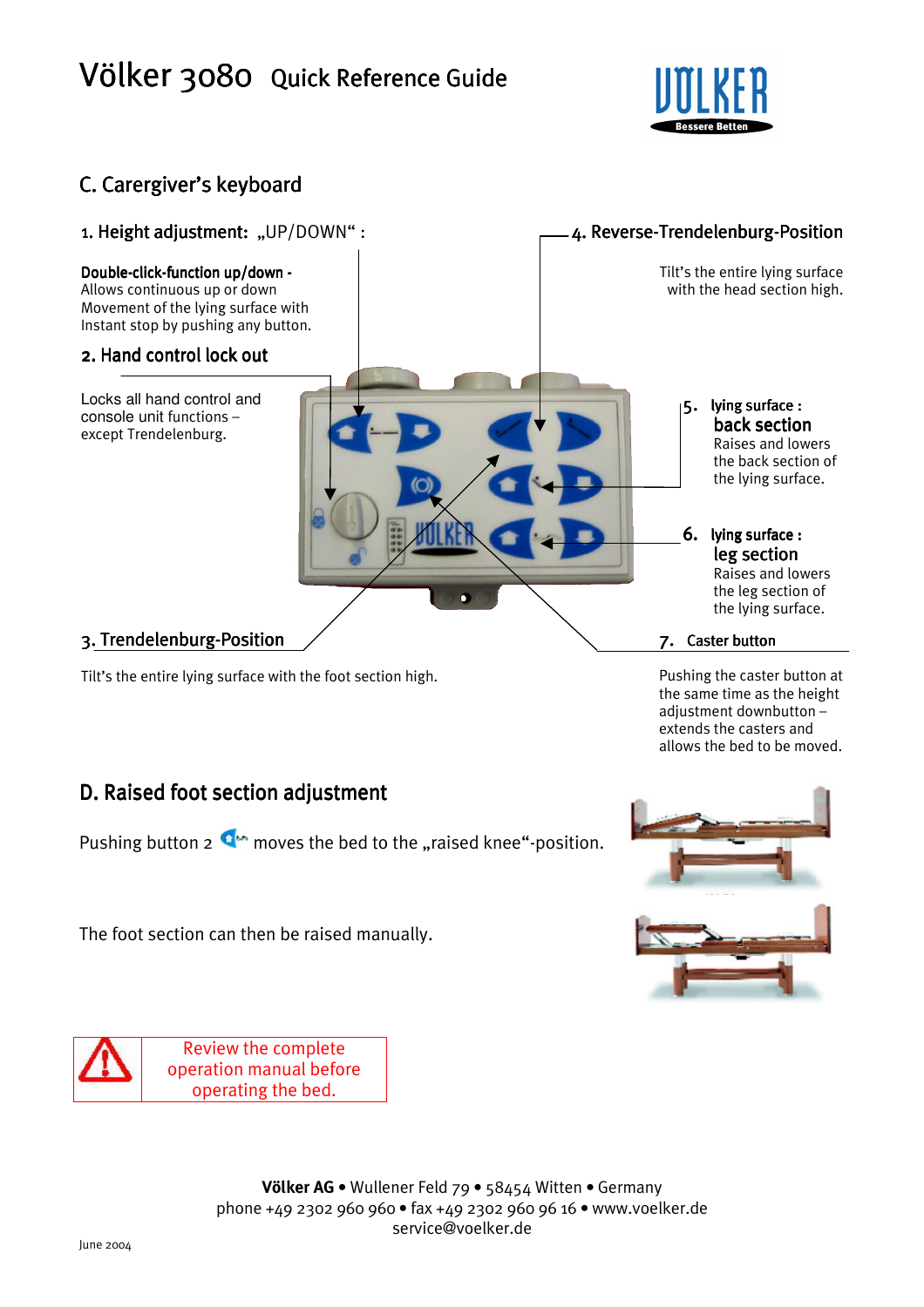# Völker 3080 Quick Reference Guide

Bessere Betten

## C. Carergiver's keyboard

**1. Height adjustment: „UP/DOWN" :**

**Double-click-function up/down -**
Allows continuous up or down
Movement of the lying surface with
Instant stop by pushing any button.

**2. Hand control lock out**

Locks all hand control and
console unit functions –
except Trendelenburg.

**3. Trendelenburg-Position**

Tilt's the entire lying surface with the foot section high.

**4. Reverse-Trendelenburg-Position**

Tilt's the entire lying surface
with the head section high.

**5. lying surface : back section**

Raises and lowers
the back section of
the lying surface.

**6. lying surface : leg section**

Raises and lowers
the leg section of
the lying surface.

**7. Caster button**

Pushing the caster button at
the same time as the height
adjustment downbutton –
extends the casters and
allows the bed to be moved.

## D. Raised foot section adjustment

Pushing button 2 moves the bed to the „raised knee"-position.

The foot section can then be raised manually.

Review the complete operation manual before operating the bed.

**Völker AG** • Wullener Feld 79 • 58454 Witten • Germany
phone +49 2302 960 960 • fax +49 2302 960 96 16 • www.voelker.de
service@voelker.de

June 2004